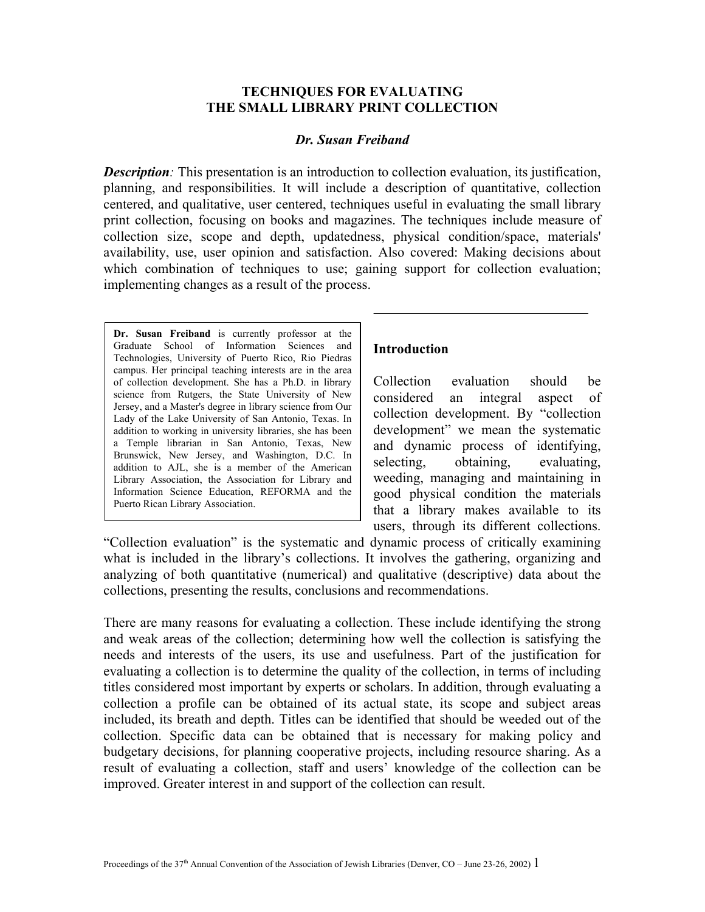# TECHNIQUES FOR EVALUATING THE SMALL LIBRARY PRINT COLLECTION

***Dr. Susan Freiband***

***Description**:* This presentation is an introduction to collection evaluation, its justification, planning, and responsibilities. It will include a description of quantitative, collection centered, and qualitative, user centered, techniques useful in evaluating the small library print collection, focusing on books and magazines. The techniques include measure of collection size, scope and depth, updatedness, physical condition/space, materials' availability, use, user opinion and satisfaction. Also covered: Making decisions about which combination of techniques to use; gaining support for collection evaluation; implementing changes as a result of the process.

**Dr. Susan Freiband** is currently professor at the Graduate School of Information Sciences and Technologies, University of Puerto Rico, Rio Piedras campus. Her principal teaching interests are in the area of collection development. She has a Ph.D. in library science from Rutgers, the State University of New Jersey, and a Master's degree in library science from Our Lady of the Lake University of San Antonio, Texas. In addition to working in university libraries, she has been a Temple librarian in San Antonio, Texas, New Brunswick, New Jersey, and Washington, D.C. In addition to AJL, she is a member of the American Library Association, the Association for Library and Information Science Education, REFORMA and the Puerto Rican Library Association.

## Introduction

Collection evaluation should be considered an integral aspect of collection development. By "collection development" we mean the systematic and dynamic process of identifying, selecting, obtaining, evaluating, weeding, managing and maintaining in good physical condition the materials that a library makes available to its users, through its different collections. "Collection evaluation" is the systematic and dynamic process of critically examining what is included in the library's collections. It involves the gathering, organizing and analyzing of both quantitative (numerical) and qualitative (descriptive) data about the collections, presenting the results, conclusions and recommendations.

There are many reasons for evaluating a collection. These include identifying the strong and weak areas of the collection; determining how well the collection is satisfying the needs and interests of the users, its use and usefulness. Part of the justification for evaluating a collection is to determine the quality of the collection, in terms of including titles considered most important by experts or scholars. In addition, through evaluating a collection a profile can be obtained of its actual state, its scope and subject areas included, its breath and depth. Titles can be identified that should be weeded out of the collection. Specific data can be obtained that is necessary for making policy and budgetary decisions, for planning cooperative projects, including resource sharing. As a result of evaluating a collection, staff and users' knowledge of the collection can be improved. Greater interest in and support of the collection can result.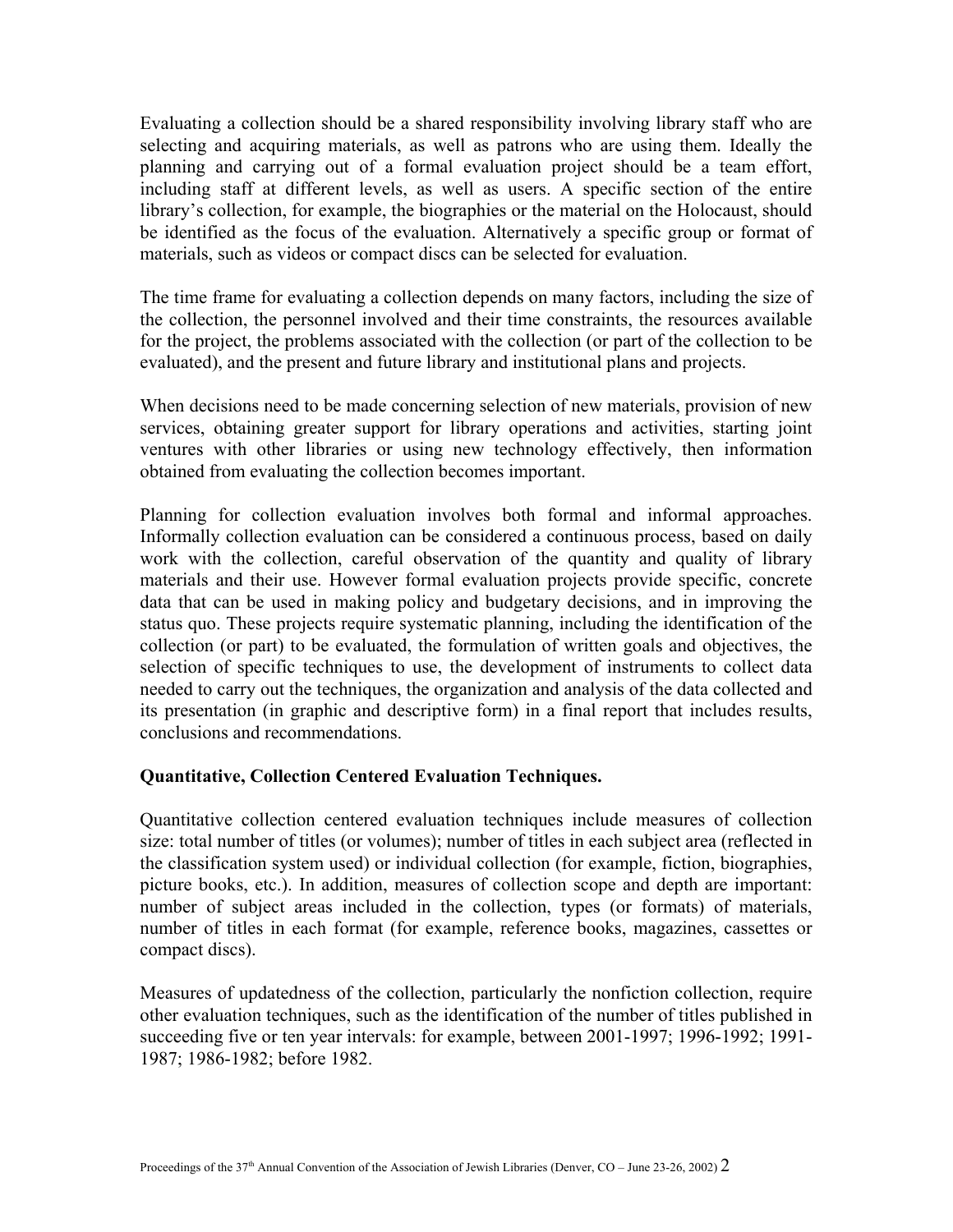Evaluating a collection should be a shared responsibility involving library staff who are selecting and acquiring materials, as well as patrons who are using them. Ideally the planning and carrying out of a formal evaluation project should be a team effort, including staff at different levels, as well as users. A specific section of the entire library's collection, for example, the biographies or the material on the Holocaust, should be identified as the focus of the evaluation. Alternatively a specific group or format of materials, such as videos or compact discs can be selected for evaluation.

The time frame for evaluating a collection depends on many factors, including the size of the collection, the personnel involved and their time constraints, the resources available for the project, the problems associated with the collection (or part of the collection to be evaluated), and the present and future library and institutional plans and projects.

When decisions need to be made concerning selection of new materials, provision of new services, obtaining greater support for library operations and activities, starting joint ventures with other libraries or using new technology effectively, then information obtained from evaluating the collection becomes important.

Planning for collection evaluation involves both formal and informal approaches. Informally collection evaluation can be considered a continuous process, based on daily work with the collection, careful observation of the quantity and quality of library materials and their use. However formal evaluation projects provide specific, concrete data that can be used in making policy and budgetary decisions, and in improving the status quo. These projects require systematic planning, including the identification of the collection (or part) to be evaluated, the formulation of written goals and objectives, the selection of specific techniques to use, the development of instruments to collect data needed to carry out the techniques, the organization and analysis of the data collected and its presentation (in graphic and descriptive form) in a final report that includes results, conclusions and recommendations.

**Quantitative, Collection Centered Evaluation Techniques.**

Quantitative collection centered evaluation techniques include measures of collection size: total number of titles (or volumes); number of titles in each subject area (reflected in the classification system used) or individual collection (for example, fiction, biographies, picture books, etc.). In addition, measures of collection scope and depth are important: number of subject areas included in the collection, types (or formats) of materials, number of titles in each format (for example, reference books, magazines, cassettes or compact discs).

Measures of updatedness of the collection, particularly the nonfiction collection, require other evaluation techniques, such as the identification of the number of titles published in succeeding five or ten year intervals: for example, between 2001-1997; 1996-1992; 1991-1987; 1986-1982; before 1982.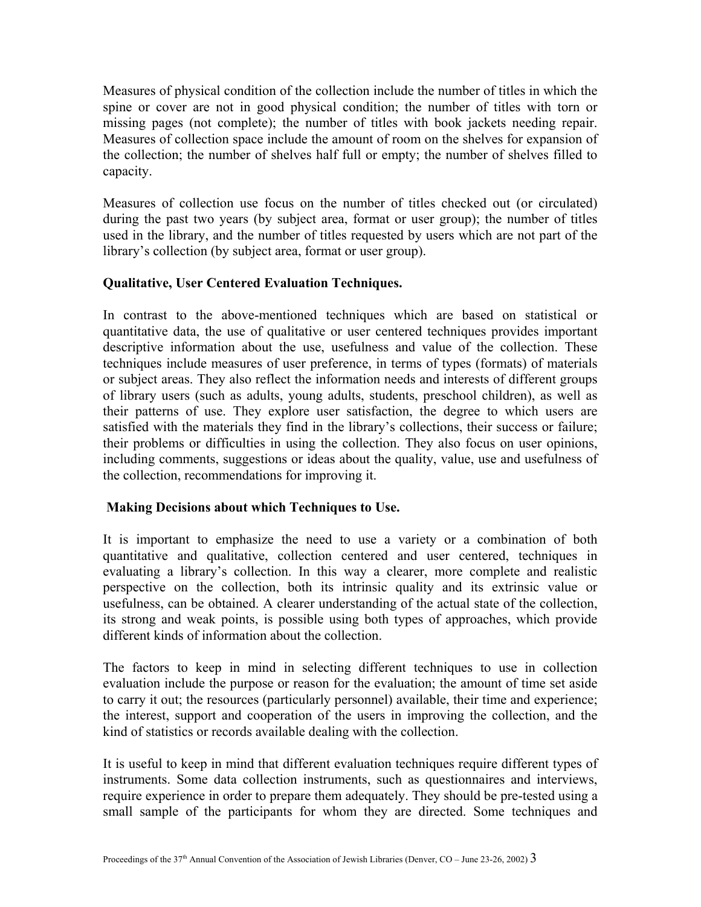Measures of physical condition of the collection include the number of titles in which the spine or cover are not in good physical condition; the number of titles with torn or missing pages (not complete); the number of titles with book jackets needing repair. Measures of collection space include the amount of room on the shelves for expansion of the collection; the number of shelves half full or empty; the number of shelves filled to capacity.

Measures of collection use focus on the number of titles checked out (or circulated) during the past two years (by subject area, format or user group); the number of titles used in the library, and the number of titles requested by users which are not part of the library's collection (by subject area, format or user group).

**Qualitative, User Centered Evaluation Techniques.**

In contrast to the above-mentioned techniques which are based on statistical or quantitative data, the use of qualitative or user centered techniques provides important descriptive information about the use, usefulness and value of the collection. These techniques include measures of user preference, in terms of types (formats) of materials or subject areas. They also reflect the information needs and interests of different groups of library users (such as adults, young adults, students, preschool children), as well as their patterns of use. They explore user satisfaction, the degree to which users are satisfied with the materials they find in the library's collections, their success or failure; their problems or difficulties in using the collection. They also focus on user opinions, including comments, suggestions or ideas about the quality, value, use and usefulness of the collection, recommendations for improving it.

**Making Decisions about which Techniques to Use.**

It is important to emphasize the need to use a variety or a combination of both quantitative and qualitative, collection centered and user centered, techniques in evaluating a library's collection. In this way a clearer, more complete and realistic perspective on the collection, both its intrinsic quality and its extrinsic value or usefulness, can be obtained. A clearer understanding of the actual state of the collection, its strong and weak points, is possible using both types of approaches, which provide different kinds of information about the collection.

The factors to keep in mind in selecting different techniques to use in collection evaluation include the purpose or reason for the evaluation; the amount of time set aside to carry it out; the resources (particularly personnel) available, their time and experience; the interest, support and cooperation of the users in improving the collection, and the kind of statistics or records available dealing with the collection.

It is useful to keep in mind that different evaluation techniques require different types of instruments. Some data collection instruments, such as questionnaires and interviews, require experience in order to prepare them adequately. They should be pre-tested using a small sample of the participants for whom they are directed. Some techniques and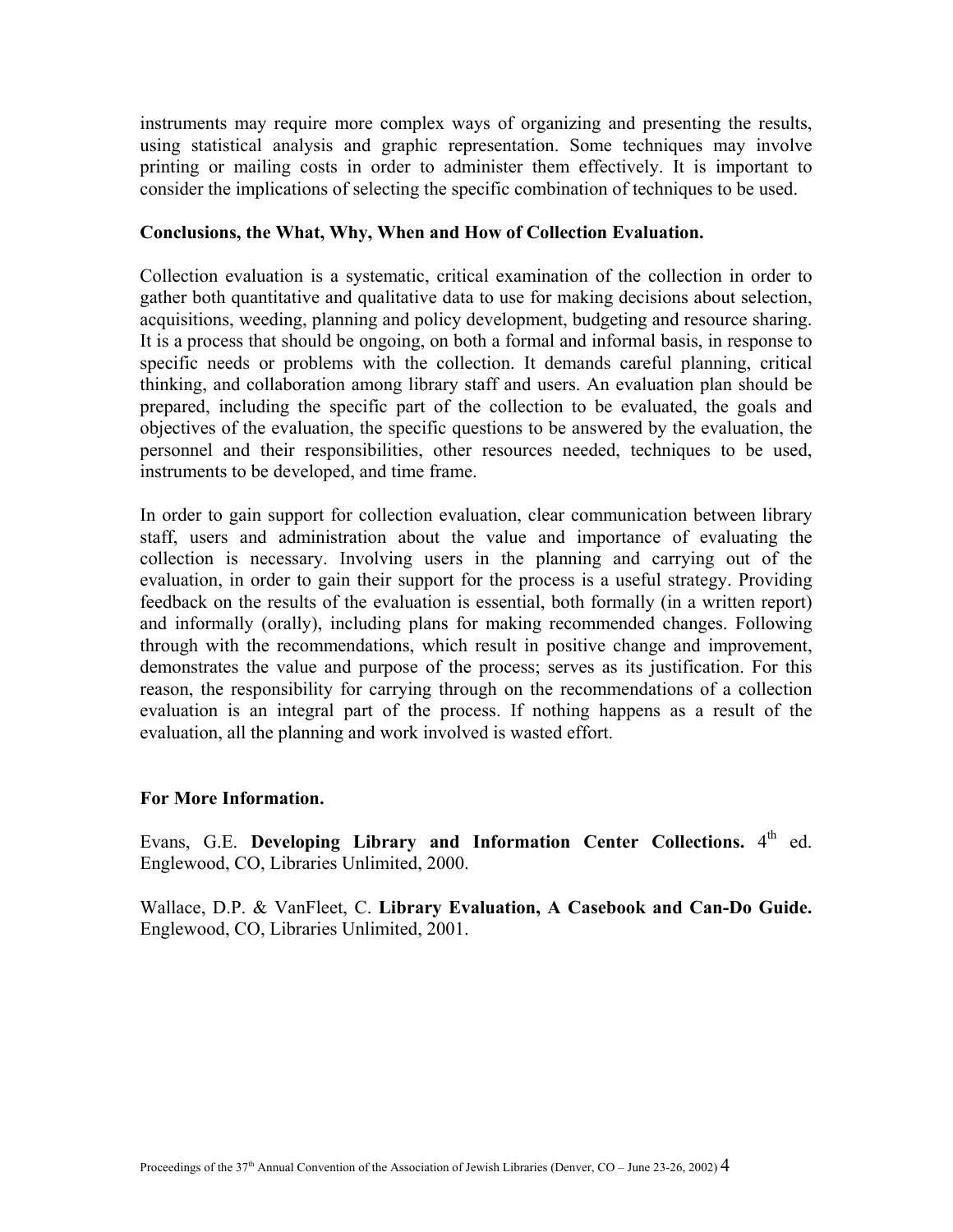instruments may require more complex ways of organizing and presenting the results, using statistical analysis and graphic representation. Some techniques may involve printing or mailing costs in order to administer them effectively. It is important to consider the implications of selecting the specific combination of techniques to be used.

**Conclusions, the What, Why, When and How of Collection Evaluation.**

Collection evaluation is a systematic, critical examination of the collection in order to gather both quantitative and qualitative data to use for making decisions about selection, acquisitions, weeding, planning and policy development, budgeting and resource sharing. It is a process that should be ongoing, on both a formal and informal basis, in response to specific needs or problems with the collection. It demands careful planning, critical thinking, and collaboration among library staff and users. An evaluation plan should be prepared, including the specific part of the collection to be evaluated, the goals and objectives of the evaluation, the specific questions to be answered by the evaluation, the personnel and their responsibilities, other resources needed, techniques to be used, instruments to be developed, and time frame.

In order to gain support for collection evaluation, clear communication between library staff, users and administration about the value and importance of evaluating the collection is necessary. Involving users in the planning and carrying out of the evaluation, in order to gain their support for the process is a useful strategy. Providing feedback on the results of the evaluation is essential, both formally (in a written report) and informally (orally), including plans for making recommended changes. Following through with the recommendations, which result in positive change and improvement, demonstrates the value and purpose of the process; serves as its justification. For this reason, the responsibility for carrying through on the recommendations of a collection evaluation is an integral part of the process. If nothing happens as a result of the evaluation, all the planning and work involved is wasted effort.

**For More Information.**

Evans, G.E. **Developing Library and Information Center Collections.** 4th ed. Englewood, CO, Libraries Unlimited, 2000.

Wallace, D.P. & VanFleet, C. **Library Evaluation, A Casebook and Can-Do Guide.** Englewood, CO, Libraries Unlimited, 2001.